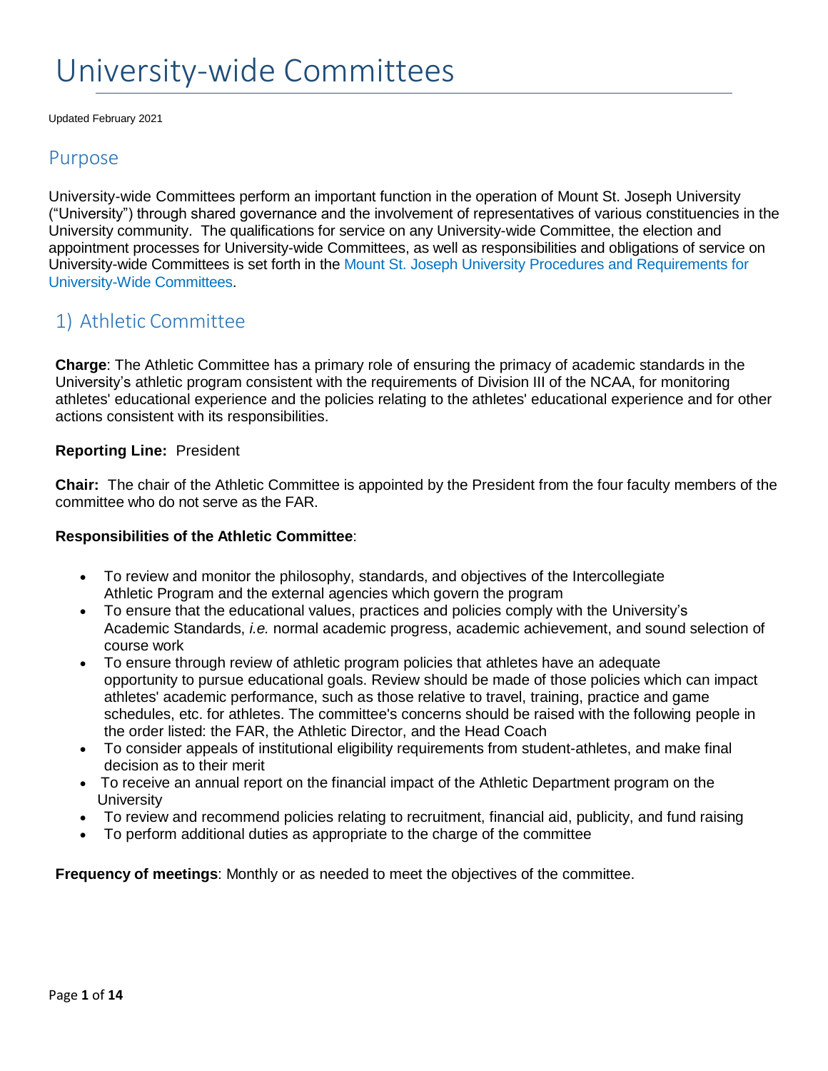# University-wide Committees

Updated February 2021

## Purpose

University-wide Committees perform an important function in the operation of Mount St. Joseph University ("University") through shared governance and the involvement of representatives of various constituencies in the University community. The qualifications for service on any University-wide Committee, the election and appointment processes for University-wide Committees, as well as responsibilities and obligations of service on University-wide Committees is set forth in the Mount St. Joseph University Procedures and Requirements for University-Wide Committees.

## 1) Athletic Committee

**Charge**: The Athletic Committee has a primary role of ensuring the primacy of academic standards in the University's athletic program consistent with the requirements of Division III of the NCAA, for monitoring athletes' educational experience and the policies relating to the athletes' educational experience and for other actions consistent with its responsibilities.

**Reporting Line:** President

**Chair:** The chair of the Athletic Committee is appointed by the President from the four faculty members of the committee who do not serve as the FAR.

**Responsibilities of the Athletic Committee**:

- To review and monitor the philosophy, standards, and objectives of the Intercollegiate Athletic Program and the external agencies which govern the program
- To ensure that the educational values, practices and policies comply with the University's Academic Standards, *i.e.* normal academic progress, academic achievement, and sound selection of course work
- To ensure through review of athletic program policies that athletes have an adequate opportunity to pursue educational goals. Review should be made of those policies which can impact athletes' academic performance, such as those relative to travel, training, practice and game schedules, etc. for athletes. The committee's concerns should be raised with the following people in the order listed: the FAR, the Athletic Director, and the Head Coach
- To consider appeals of institutional eligibility requirements from student-athletes, and make final decision as to their merit
- To receive an annual report on the financial impact of the Athletic Department program on the University
- To review and recommend policies relating to recruitment, financial aid, publicity, and fund raising
- To perform additional duties as appropriate to the charge of the committee

**Frequency of meetings**: Monthly or as needed to meet the objectives of the committee.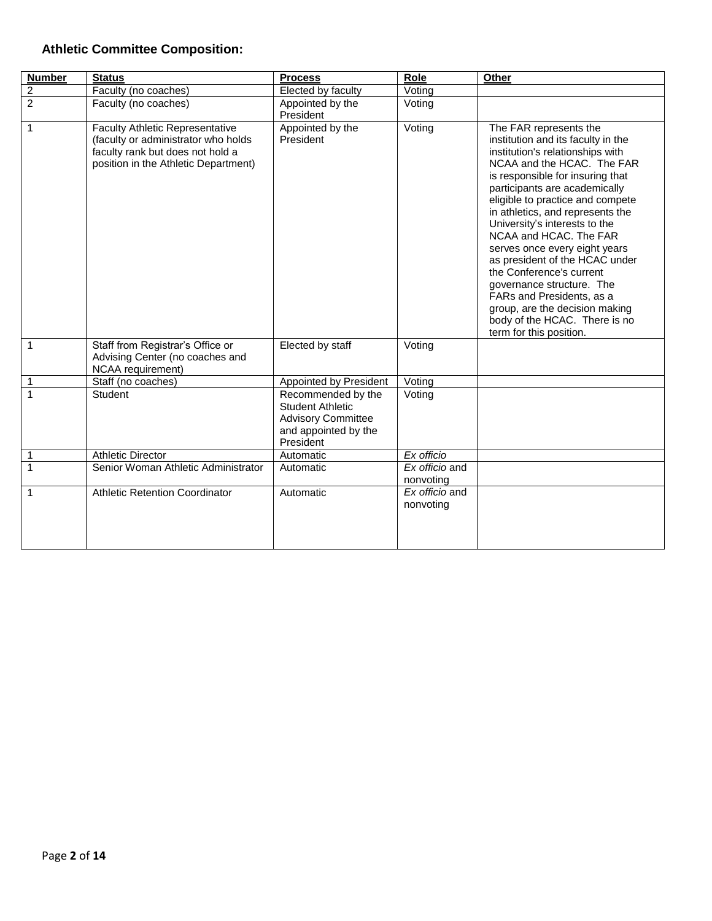### **Athletic Committee Composition:**

| Number | Status | Process | Role | Other |
|---|---|---|---|---|
| 2 | Faculty (no coaches) | Elected by faculty | Voting | |
| 2 | Faculty (no coaches) | Appointed by the President | Voting | |
| 1 | Faculty Athletic Representative (faculty or administrator who holds faculty rank but does not hold a position in the Athletic Department) | Appointed by the President | Voting | The FAR represents the institution and its faculty in the institution's relationships with NCAA and the HCAC. The FAR is responsible for insuring that participants are academically eligible to practice and compete in athletics, and represents the University's interests to the NCAA and HCAC. The FAR serves once every eight years as president of the HCAC under the Conference's current governance structure. The FARs and Presidents, as a group, are the decision making body of the HCAC. There is no term for this position. |
| 1 | Staff from Registrar's Office or Advising Center (no coaches and NCAA requirement) | Elected by staff | Voting | |
| 1 | Staff (no coaches) | Appointed by President | Voting | |
| 1 | Student | Recommended by the Student Athletic Advisory Committee and appointed by the President | Voting | |
| 1 | Athletic Director | Automatic | *Ex officio* | |
| 1 | Senior Woman Athletic Administrator | Automatic | *Ex officio* and nonvoting | |
| 1 | Athletic Retention Coordinator | Automatic | *Ex officio* and nonvoting | |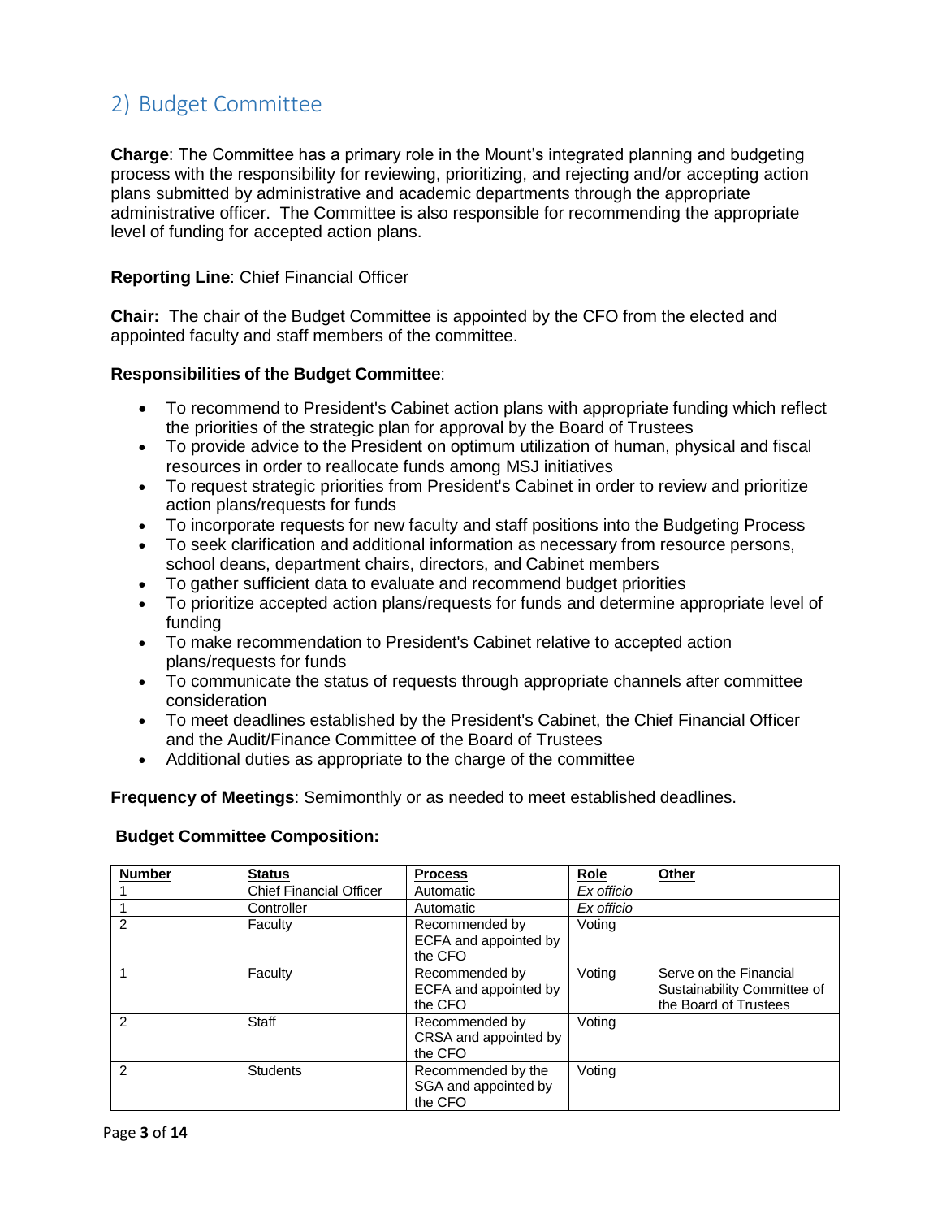## 2) Budget Committee

**Charge**: The Committee has a primary role in the Mount's integrated planning and budgeting process with the responsibility for reviewing, prioritizing, and rejecting and/or accepting action plans submitted by administrative and academic departments through the appropriate administrative officer. The Committee is also responsible for recommending the appropriate level of funding for accepted action plans.

**Reporting Line**: Chief Financial Officer

**Chair:** The chair of the Budget Committee is appointed by the CFO from the elected and appointed faculty and staff members of the committee.

**Responsibilities of the Budget Committee**:

- To recommend to President's Cabinet action plans with appropriate funding which reflect the priorities of the strategic plan for approval by the Board of Trustees
- To provide advice to the President on optimum utilization of human, physical and fiscal resources in order to reallocate funds among MSJ initiatives
- To request strategic priorities from President's Cabinet in order to review and prioritize action plans/requests for funds
- To incorporate requests for new faculty and staff positions into the Budgeting Process
- To seek clarification and additional information as necessary from resource persons, school deans, department chairs, directors, and Cabinet members
- To gather sufficient data to evaluate and recommend budget priorities
- To prioritize accepted action plans/requests for funds and determine appropriate level of funding
- To make recommendation to President's Cabinet relative to accepted action plans/requests for funds
- To communicate the status of requests through appropriate channels after committee consideration
- To meet deadlines established by the President's Cabinet, the Chief Financial Officer and the Audit/Finance Committee of the Board of Trustees
- Additional duties as appropriate to the charge of the committee

**Frequency of Meetings**: Semimonthly or as needed to meet established deadlines.

**Budget Committee Composition:**

| Number | Status | Process | Role | Other |
|---|---|---|---|---|
| 1 | Chief Financial Officer | Automatic | *Ex officio* | |
| 1 | Controller | Automatic | *Ex officio* | |
| 2 | Faculty | Recommended by ECFA and appointed by the CFO | Voting | |
| 1 | Faculty | Recommended by ECFA and appointed by the CFO | Voting | Serve on the Financial Sustainability Committee of the Board of Trustees |
| 2 | Staff | Recommended by CRSA and appointed by the CFO | Voting | |
| 2 | Students | Recommended by the SGA and appointed by the CFO | Voting | |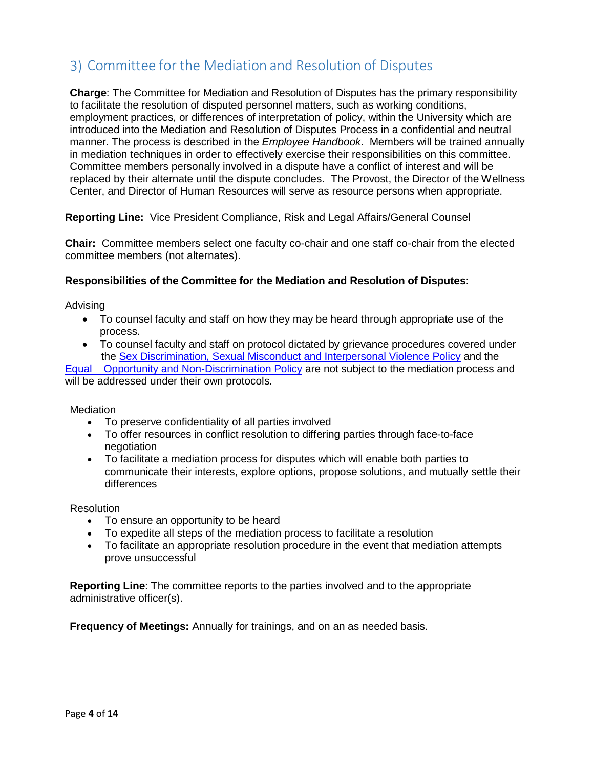## 3) Committee for the Mediation and Resolution of Disputes

**Charge**: The Committee for Mediation and Resolution of Disputes has the primary responsibility to facilitate the resolution of disputed personnel matters, such as working conditions, employment practices, or differences of interpretation of policy, within the University which are introduced into the Mediation and Resolution of Disputes Process in a confidential and neutral manner. The process is described in the *Employee Handbook*. Members will be trained annually in mediation techniques in order to effectively exercise their responsibilities on this committee. Committee members personally involved in a dispute have a conflict of interest and will be replaced by their alternate until the dispute concludes. The Provost, the Director of the Wellness Center, and Director of Human Resources will serve as resource persons when appropriate.

**Reporting Line:** Vice President Compliance, Risk and Legal Affairs/General Counsel

**Chair:** Committee members select one faculty co-chair and one staff co-chair from the elected committee members (not alternates).

**Responsibilities of the Committee for the Mediation and Resolution of Disputes**:

Advising

- To counsel faculty and staff on how they may be heard through appropriate use of the process.
- To counsel faculty and staff on protocol dictated by grievance procedures covered under the Sex Discrimination, Sexual Misconduct and Interpersonal Violence Policy and the Equal Opportunity and Non-Discrimination Policy are not subject to the mediation process and will be addressed under their own protocols.

Mediation

- To preserve confidentiality of all parties involved
- To offer resources in conflict resolution to differing parties through face-to-face negotiation
- To facilitate a mediation process for disputes which will enable both parties to communicate their interests, explore options, propose solutions, and mutually settle their differences

Resolution

- To ensure an opportunity to be heard
- To expedite all steps of the mediation process to facilitate a resolution
- To facilitate an appropriate resolution procedure in the event that mediation attempts prove unsuccessful

**Reporting Line**: The committee reports to the parties involved and to the appropriate administrative officer(s).

**Frequency of Meetings:** Annually for trainings, and on an as needed basis.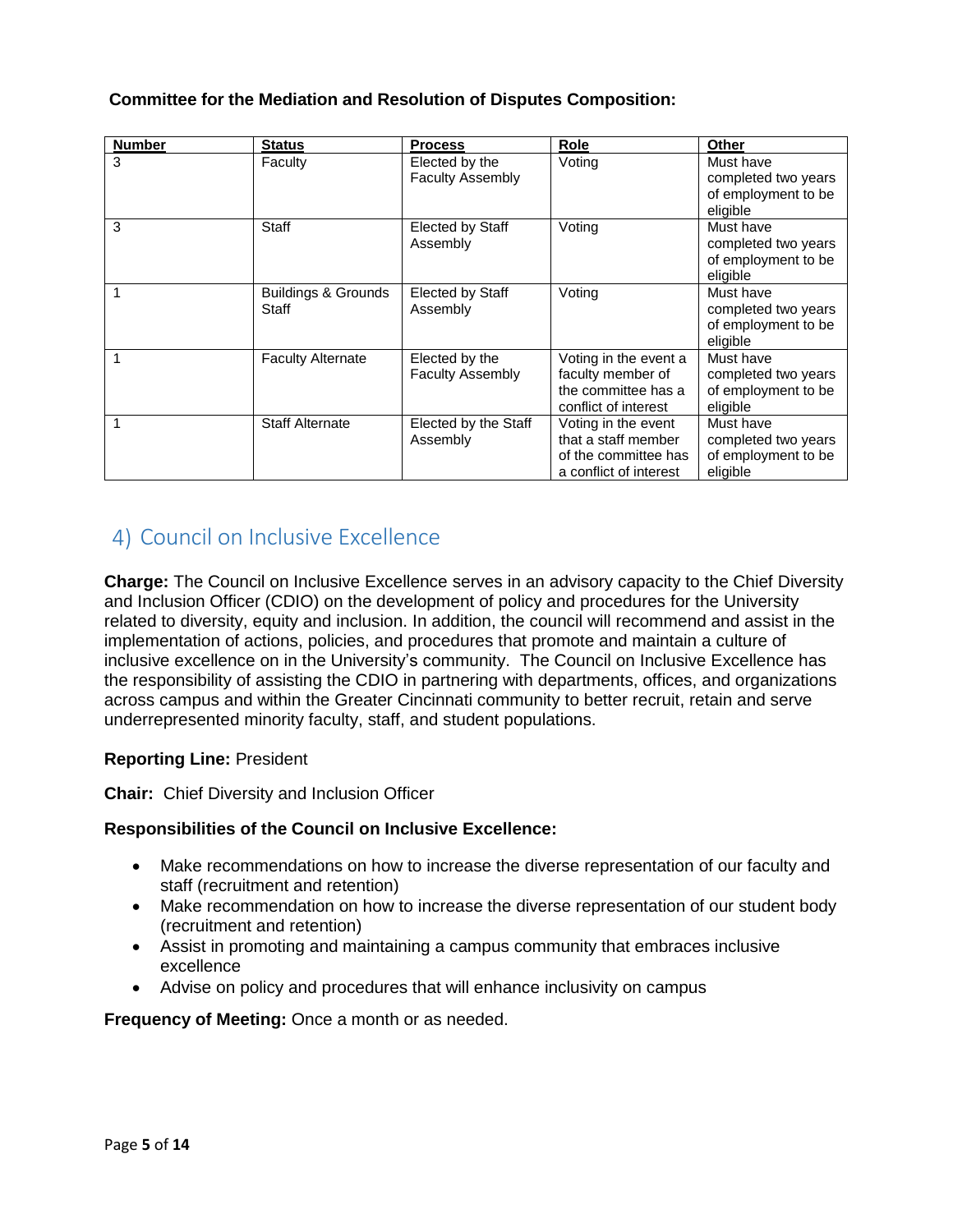**Committee for the Mediation and Resolution of Disputes Composition:**

| Number | Status | Process | Role | Other |
|---|---|---|---|---|
| 3 | Faculty | Elected by the Faculty Assembly | Voting | Must have completed two years of employment to be eligible |
| 3 | Staff | Elected by Staff Assembly | Voting | Must have completed two years of employment to be eligible |
| 1 | Buildings & Grounds Staff | Elected by Staff Assembly | Voting | Must have completed two years of employment to be eligible |
| 1 | Faculty Alternate | Elected by the Faculty Assembly | Voting in the event a faculty member of the committee has a conflict of interest | Must have completed two years of employment to be eligible |
| 1 | Staff Alternate | Elected by the Staff Assembly | Voting in the event that a staff member of the committee has a conflict of interest | Must have completed two years of employment to be eligible |

## 4) Council on Inclusive Excellence

**Charge:** The Council on Inclusive Excellence serves in an advisory capacity to the Chief Diversity and Inclusion Officer (CDIO) on the development of policy and procedures for the University related to diversity, equity and inclusion. In addition, the council will recommend and assist in the implementation of actions, policies, and procedures that promote and maintain a culture of inclusive excellence on in the University's community. The Council on Inclusive Excellence has the responsibility of assisting the CDIO in partnering with departments, offices, and organizations across campus and within the Greater Cincinnati community to better recruit, retain and serve underrepresented minority faculty, staff, and student populations.

**Reporting Line:** President

**Chair:** Chief Diversity and Inclusion Officer

**Responsibilities of the Council on Inclusive Excellence:**

- Make recommendations on how to increase the diverse representation of our faculty and staff (recruitment and retention)
- Make recommendation on how to increase the diverse representation of our student body (recruitment and retention)
- Assist in promoting and maintaining a campus community that embraces inclusive excellence
- Advise on policy and procedures that will enhance inclusivity on campus

**Frequency of Meeting:** Once a month or as needed.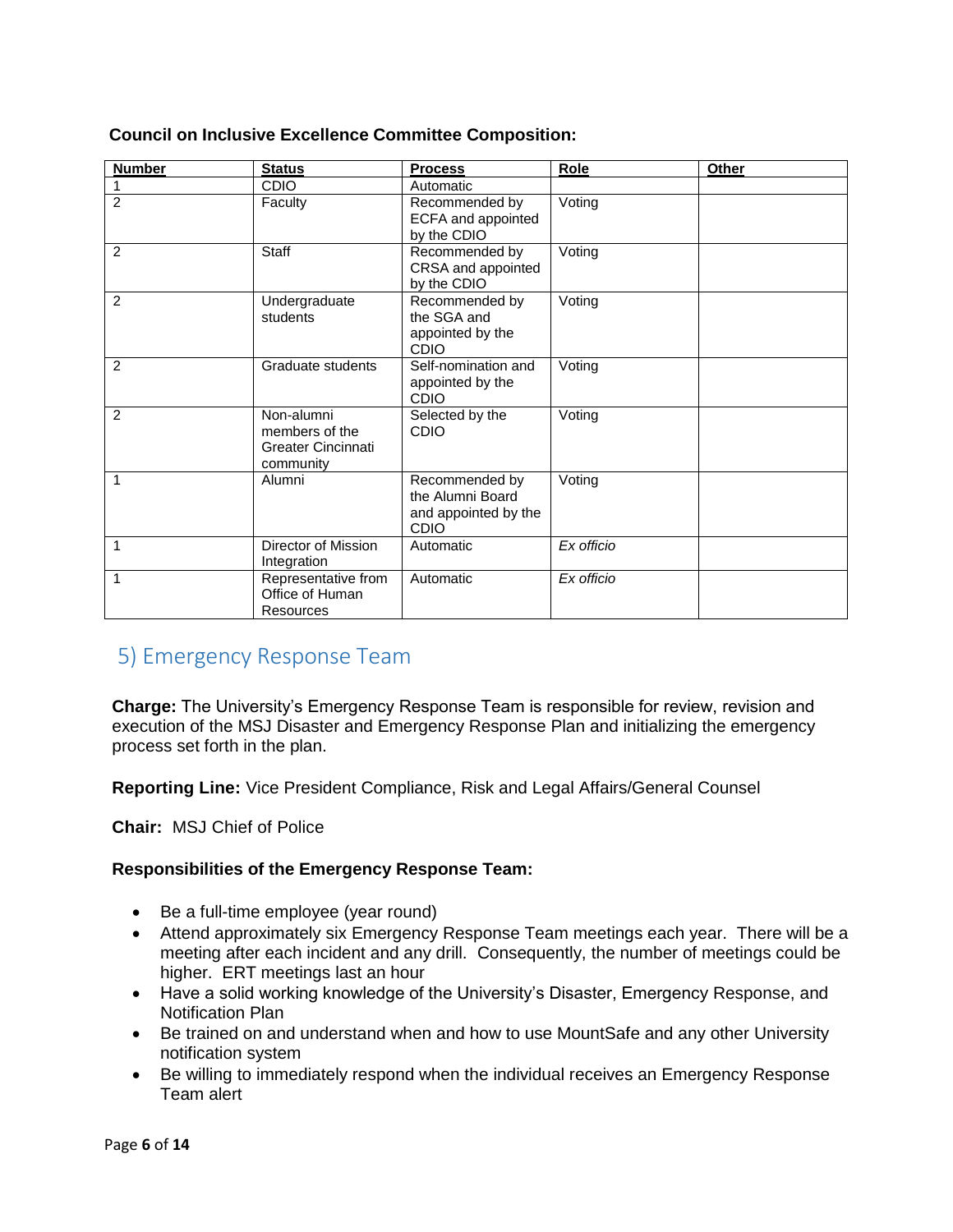**Council on Inclusive Excellence Committee Composition:**

| Number | Status | Process | Role | Other |
|---|---|---|---|---|
| 1 | CDIO | Automatic | | |
| 2 | Faculty | Recommended by ECFA and appointed by the CDIO | Voting | |
| 2 | Staff | Recommended by CRSA and appointed by the CDIO | Voting | |
| 2 | Undergraduate students | Recommended by the SGA and appointed by the CDIO | Voting | |
| 2 | Graduate students | Self-nomination and appointed by the CDIO | Voting | |
| 2 | Non-alumni members of the Greater Cincinnati community | Selected by the CDIO | Voting | |
| 1 | Alumni | Recommended by the Alumni Board and appointed by the CDIO | Voting | |
| 1 | Director of Mission Integration | Automatic | *Ex officio* | |
| 1 | Representative from Office of Human Resources | Automatic | *Ex officio* | |

## 5) Emergency Response Team

**Charge:** The University's Emergency Response Team is responsible for review, revision and execution of the MSJ Disaster and Emergency Response Plan and initializing the emergency process set forth in the plan.

**Reporting Line:** Vice President Compliance, Risk and Legal Affairs/General Counsel

**Chair:** MSJ Chief of Police

**Responsibilities of the Emergency Response Team:**

- Be a full-time employee (year round)
- Attend approximately six Emergency Response Team meetings each year. There will be a meeting after each incident and any drill. Consequently, the number of meetings could be higher. ERT meetings last an hour
- Have a solid working knowledge of the University's Disaster, Emergency Response, and Notification Plan
- Be trained on and understand when and how to use MountSafe and any other University notification system
- Be willing to immediately respond when the individual receives an Emergency Response Team alert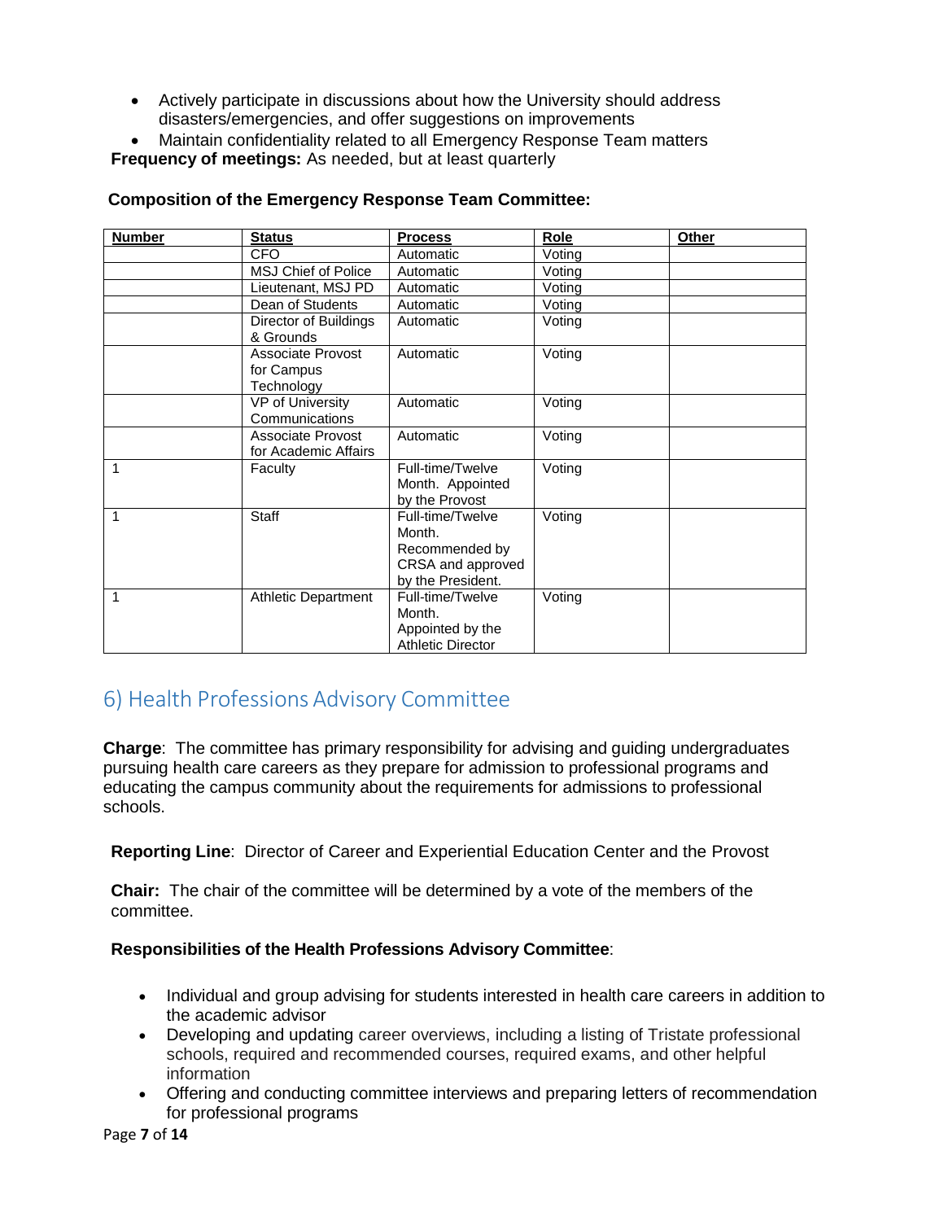- Actively participate in discussions about how the University should address disasters/emergencies, and offer suggestions on improvements
- Maintain confidentiality related to all Emergency Response Team matters

**Frequency of meetings:** As needed, but at least quarterly

**Composition of the Emergency Response Team Committee:**

| Number | Status | Process | Role | Other |
|---|---|---|---|---|
| | CFO | Automatic | Voting | |
| | MSJ Chief of Police | Automatic | Voting | |
| | Lieutenant, MSJ PD | Automatic | Voting | |
| | Dean of Students | Automatic | Voting | |
| | Director of Buildings & Grounds | Automatic | Voting | |
| | Associate Provost for Campus Technology | Automatic | Voting | |
| | VP of University Communications | Automatic | Voting | |
| | Associate Provost for Academic Affairs | Automatic | Voting | |
| 1 | Faculty | Full-time/Twelve Month. Appointed by the Provost | Voting | |
| 1 | Staff | Full-time/Twelve Month. Recommended by CRSA and approved by the President. | Voting | |
| 1 | Athletic Department | Full-time/Twelve Month. Appointed by the Athletic Director | Voting | |

## 6) Health Professions Advisory Committee

**Charge**: The committee has primary responsibility for advising and guiding undergraduates pursuing health care careers as they prepare for admission to professional programs and educating the campus community about the requirements for admissions to professional schools.

**Reporting Line**: Director of Career and Experiential Education Center and the Provost

**Chair:** The chair of the committee will be determined by a vote of the members of the committee.

**Responsibilities of the Health Professions Advisory Committee**:

- Individual and group advising for students interested in health care careers in addition to the academic advisor
- Developing and updating career overviews, including a listing of Tristate professional schools, required and recommended courses, required exams, and other helpful information
- Offering and conducting committee interviews and preparing letters of recommendation for professional programs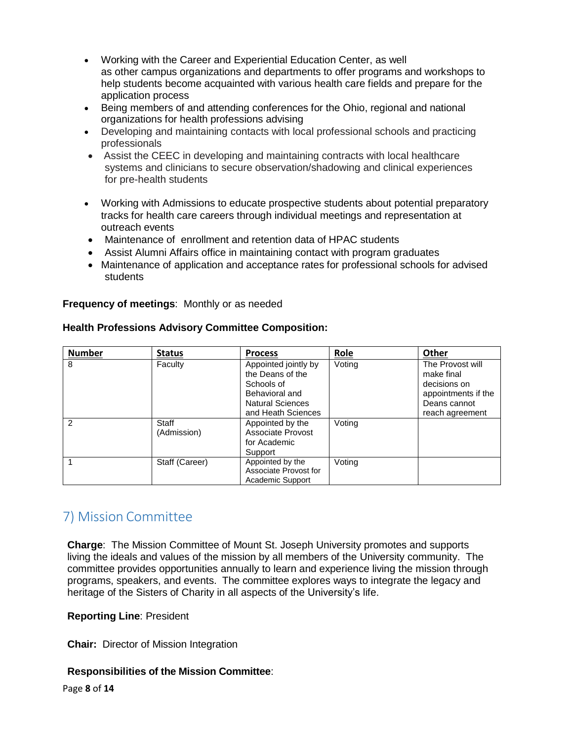- Working with the Career and Experiential Education Center, as well as other campus organizations and departments to offer programs and workshops to help students become acquainted with various health care fields and prepare for the application process
- Being members of and attending conferences for the Ohio, regional and national organizations for health professions advising
- Developing and maintaining contacts with local professional schools and practicing professionals
- Assist the CEEC in developing and maintaining contracts with local healthcare systems and clinicians to secure observation/shadowing and clinical experiences for pre-health students
- Working with Admissions to educate prospective students about potential preparatory tracks for health care careers through individual meetings and representation at outreach events
- Maintenance of enrollment and retention data of HPAC students
- Assist Alumni Affairs office in maintaining contact with program graduates
- Maintenance of application and acceptance rates for professional schools for advised students

**Frequency of meetings**: Monthly or as needed

**Health Professions Advisory Committee Composition:**

| Number | Status | Process | Role | Other |
|---|---|---|---|---|
| 8 | Faculty | Appointed jointly by the Deans of the Schools of Behavioral and Natural Sciences and Heath Sciences | Voting | The Provost will make final decisions on appointments if the Deans cannot reach agreement |
| 2 | Staff (Admission) | Appointed by the Associate Provost for Academic Support | Voting | |
| 1 | Staff (Career) | Appointed by the Associate Provost for Academic Support | Voting | |

## 7) Mission Committee

**Charge**: The Mission Committee of Mount St. Joseph University promotes and supports living the ideals and values of the mission by all members of the University community. The committee provides opportunities annually to learn and experience living the mission through programs, speakers, and events. The committee explores ways to integrate the legacy and heritage of the Sisters of Charity in all aspects of the University's life.

**Reporting Line**: President

**Chair:** Director of Mission Integration

**Responsibilities of the Mission Committee**: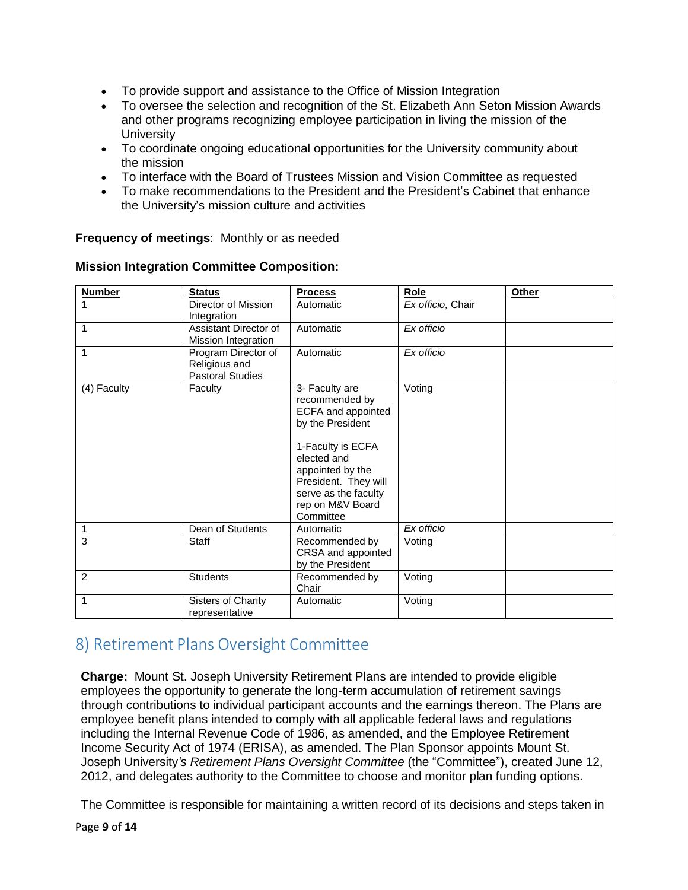- To provide support and assistance to the Office of Mission Integration
- To oversee the selection and recognition of the St. Elizabeth Ann Seton Mission Awards and other programs recognizing employee participation in living the mission of the University
- To coordinate ongoing educational opportunities for the University community about the mission
- To interface with the Board of Trustees Mission and Vision Committee as requested
- To make recommendations to the President and the President's Cabinet that enhance the University's mission culture and activities

**Frequency of meetings**: Monthly or as needed

**Mission Integration Committee Composition:**

| Number | Status | Process | Role | Other |
|---|---|---|---|---|
| 1 | Director of Mission Integration | Automatic | *Ex officio*, Chair | |
| 1 | Assistant Director of Mission Integration | Automatic | *Ex officio* | |
| 1 | Program Director of Religious and Pastoral Studies | Automatic | *Ex officio* | |
| (4) Faculty | Faculty | 3- Faculty are recommended by ECFA and appointed by the President<br><br>1-Faculty is ECFA elected and appointed by the President. They will serve as the faculty rep on M&V Board Committee | Voting | |
| 1 | Dean of Students | Automatic | *Ex officio* | |
| 3 | Staff | Recommended by CRSA and appointed by the President | Voting | |
| 2 | Students | Recommended by Chair | Voting | |
| 1 | Sisters of Charity representative | Automatic | Voting | |

## 8) Retirement Plans Oversight Committee

**Charge:** Mount St. Joseph University Retirement Plans are intended to provide eligible employees the opportunity to generate the long-term accumulation of retirement savings through contributions to individual participant accounts and the earnings thereon. The Plans are employee benefit plans intended to comply with all applicable federal laws and regulations including the Internal Revenue Code of 1986, as amended, and the Employee Retirement Income Security Act of 1974 (ERISA), as amended. The Plan Sponsor appoints Mount St. Joseph University*'s Retirement Plans Oversight Committee* (the "Committee"), created June 12, 2012, and delegates authority to the Committee to choose and monitor plan funding options.

The Committee is responsible for maintaining a written record of its decisions and steps taken in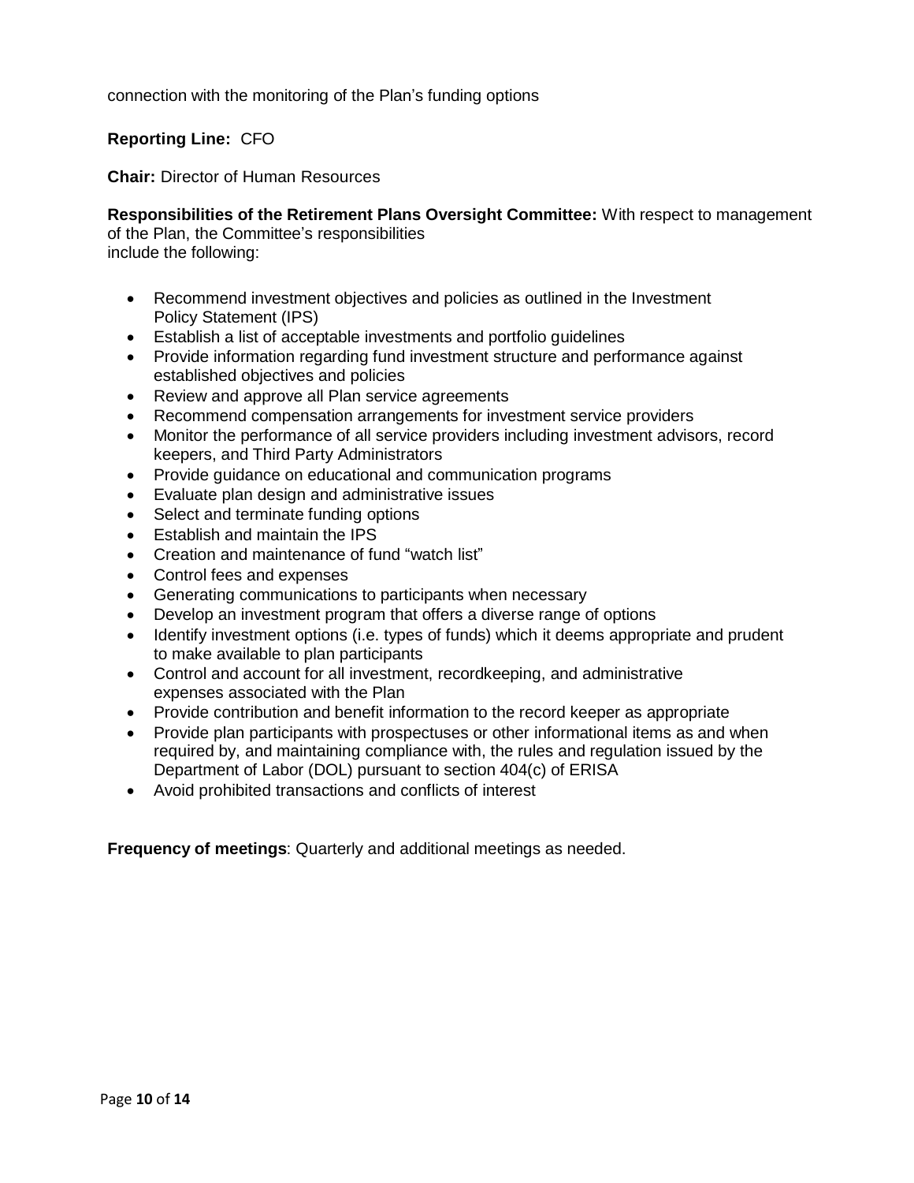connection with the monitoring of the Plan's funding options

**Reporting Line:** CFO

**Chair:** Director of Human Resources

**Responsibilities of the Retirement Plans Oversight Committee:** With respect to management of the Plan, the Committee's responsibilities include the following:

- Recommend investment objectives and policies as outlined in the Investment Policy Statement (IPS)
- Establish a list of acceptable investments and portfolio guidelines
- Provide information regarding fund investment structure and performance against established objectives and policies
- Review and approve all Plan service agreements
- Recommend compensation arrangements for investment service providers
- Monitor the performance of all service providers including investment advisors, record keepers, and Third Party Administrators
- Provide guidance on educational and communication programs
- Evaluate plan design and administrative issues
- Select and terminate funding options
- Establish and maintain the IPS
- Creation and maintenance of fund "watch list"
- Control fees and expenses
- Generating communications to participants when necessary
- Develop an investment program that offers a diverse range of options
- Identify investment options (i.e. types of funds) which it deems appropriate and prudent to make available to plan participants
- Control and account for all investment, recordkeeping, and administrative expenses associated with the Plan
- Provide contribution and benefit information to the record keeper as appropriate
- Provide plan participants with prospectuses or other informational items as and when required by, and maintaining compliance with, the rules and regulation issued by the Department of Labor (DOL) pursuant to section 404(c) of ERISA
- Avoid prohibited transactions and conflicts of interest

**Frequency of meetings**: Quarterly and additional meetings as needed.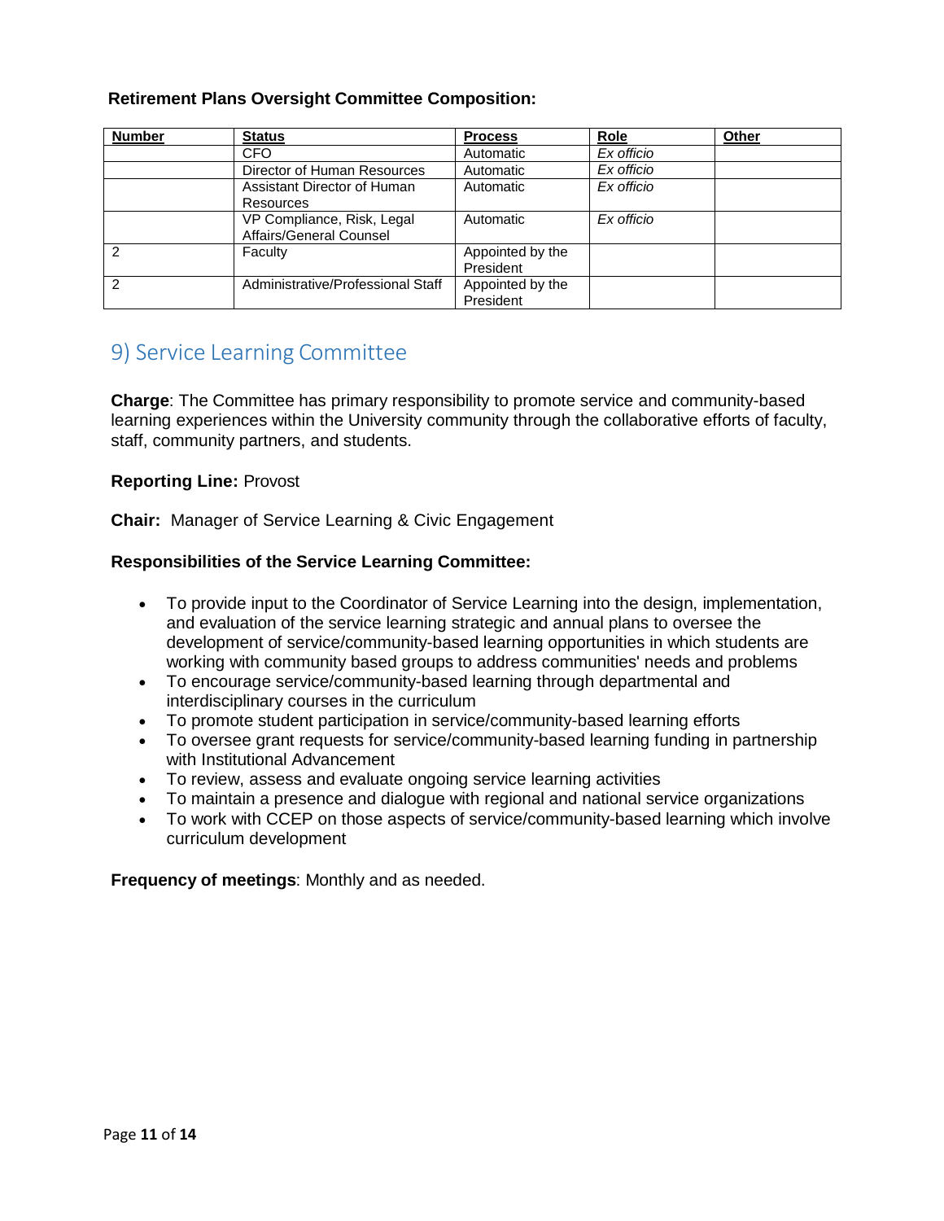**Retirement Plans Oversight Committee Composition:**

| Number | Status | Process | Role | Other |
|---|---|---|---|---|
| | CFO | Automatic | *Ex officio* | |
| | Director of Human Resources | Automatic | *Ex officio* | |
| | Assistant Director of Human Resources | Automatic | *Ex officio* | |
| | VP Compliance, Risk, Legal Affairs/General Counsel | Automatic | *Ex officio* | |
| 2 | Faculty | Appointed by the President | | |
| 2 | Administrative/Professional Staff | Appointed by the President | | |

## 9) Service Learning Committee

**Charge**: The Committee has primary responsibility to promote service and community-based learning experiences within the University community through the collaborative efforts of faculty, staff, community partners, and students.

**Reporting Line:** Provost

**Chair:** Manager of Service Learning & Civic Engagement

**Responsibilities of the Service Learning Committee:**

- To provide input to the Coordinator of Service Learning into the design, implementation, and evaluation of the service learning strategic and annual plans to oversee the development of service/community-based learning opportunities in which students are working with community based groups to address communities' needs and problems
- To encourage service/community-based learning through departmental and interdisciplinary courses in the curriculum
- To promote student participation in service/community-based learning efforts
- To oversee grant requests for service/community-based learning funding in partnership with Institutional Advancement
- To review, assess and evaluate ongoing service learning activities
- To maintain a presence and dialogue with regional and national service organizations
- To work with CCEP on those aspects of service/community-based learning which involve curriculum development

**Frequency of meetings**: Monthly and as needed.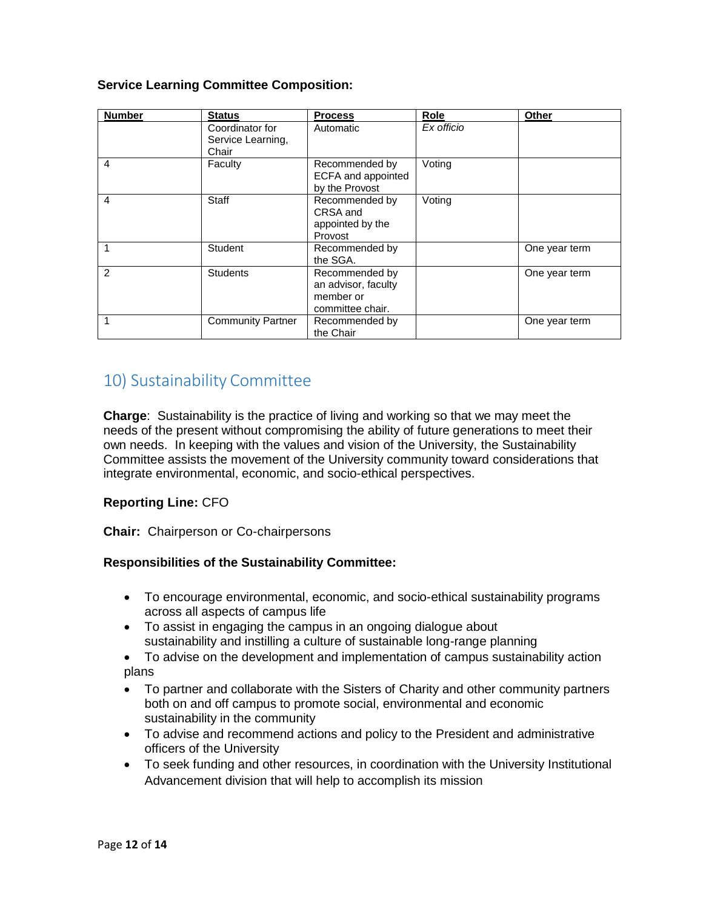**Service Learning Committee Composition:**

| Number | Status | Process | Role | Other |
|---|---|---|---|---|
| | Coordinator for Service Learning, Chair | Automatic | *Ex officio* | |
| 4 | Faculty | Recommended by ECFA and appointed by the Provost | Voting | |
| 4 | Staff | Recommended by CRSA and appointed by the Provost | Voting | |
| 1 | Student | Recommended by the SGA. | | One year term |
| 2 | Students | Recommended by an advisor, faculty member or committee chair. | | One year term |
| 1 | Community Partner | Recommended by the Chair | | One year term |

## 10) Sustainability Committee

**Charge**: Sustainability is the practice of living and working so that we may meet the needs of the present without compromising the ability of future generations to meet their own needs. In keeping with the values and vision of the University, the Sustainability Committee assists the movement of the University community toward considerations that integrate environmental, economic, and socio-ethical perspectives.

**Reporting Line:** CFO

**Chair:** Chairperson or Co-chairpersons

**Responsibilities of the Sustainability Committee:**

- To encourage environmental, economic, and socio-ethical sustainability programs across all aspects of campus life
- To assist in engaging the campus in an ongoing dialogue about sustainability and instilling a culture of sustainable long-range planning
- To advise on the development and implementation of campus sustainability action plans
- To partner and collaborate with the Sisters of Charity and other community partners both on and off campus to promote social, environmental and economic sustainability in the community
- To advise and recommend actions and policy to the President and administrative officers of the University
- To seek funding and other resources, in coordination with the University Institutional Advancement division that will help to accomplish its mission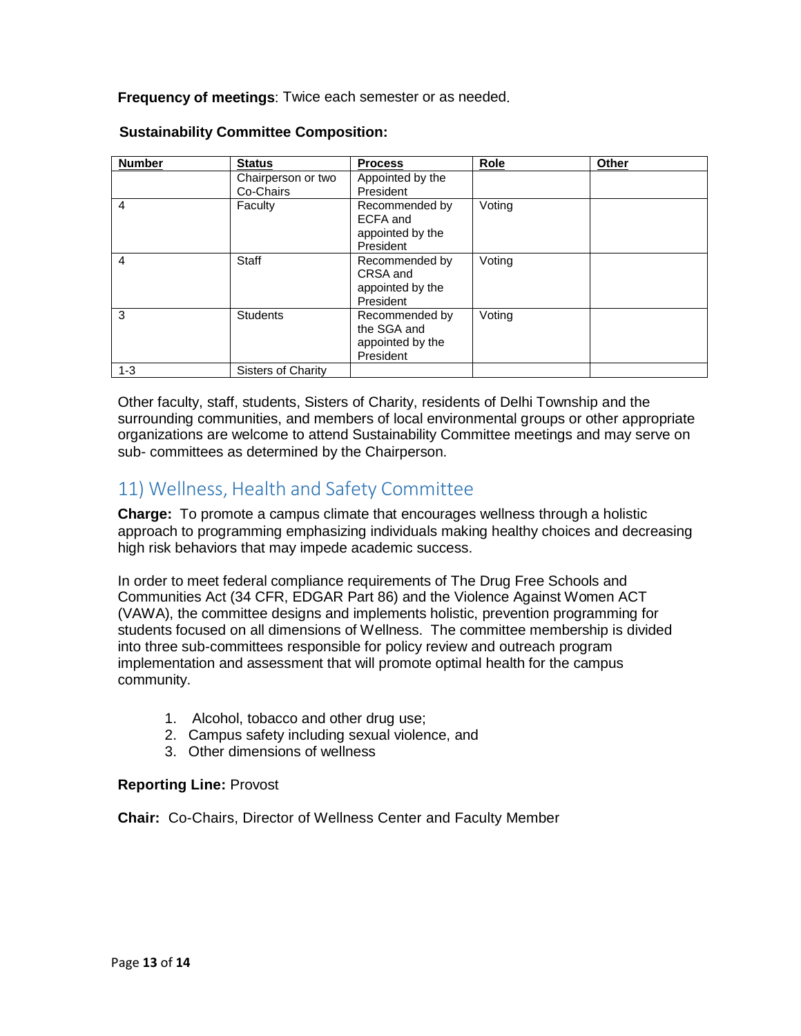**Frequency of meetings**: Twice each semester or as needed.

**Sustainability Committee Composition:**

| Number | Status | Process | Role | Other |
|---|---|---|---|---|
| | Chairperson or two Co-Chairs | Appointed by the President | | |
| 4 | Faculty | Recommended by ECFA and appointed by the President | Voting | |
| 4 | Staff | Recommended by CRSA and appointed by the President | Voting | |
| 3 | Students | Recommended by the SGA and appointed by the President | Voting | |
| 1-3 | Sisters of Charity | | | |

Other faculty, staff, students, Sisters of Charity, residents of Delhi Township and the surrounding communities, and members of local environmental groups or other appropriate organizations are welcome to attend Sustainability Committee meetings and may serve on sub- committees as determined by the Chairperson.

## 11) Wellness, Health and Safety Committee

**Charge:** To promote a campus climate that encourages wellness through a holistic approach to programming emphasizing individuals making healthy choices and decreasing high risk behaviors that may impede academic success.

In order to meet federal compliance requirements of The Drug Free Schools and Communities Act (34 CFR, EDGAR Part 86) and the Violence Against Women ACT (VAWA), the committee designs and implements holistic, prevention programming for students focused on all dimensions of Wellness. The committee membership is divided into three sub-committees responsible for policy review and outreach program implementation and assessment that will promote optimal health for the campus community.

1. Alcohol, tobacco and other drug use;
2. Campus safety including sexual violence, and
3. Other dimensions of wellness

**Reporting Line:** Provost

**Chair:** Co-Chairs, Director of Wellness Center and Faculty Member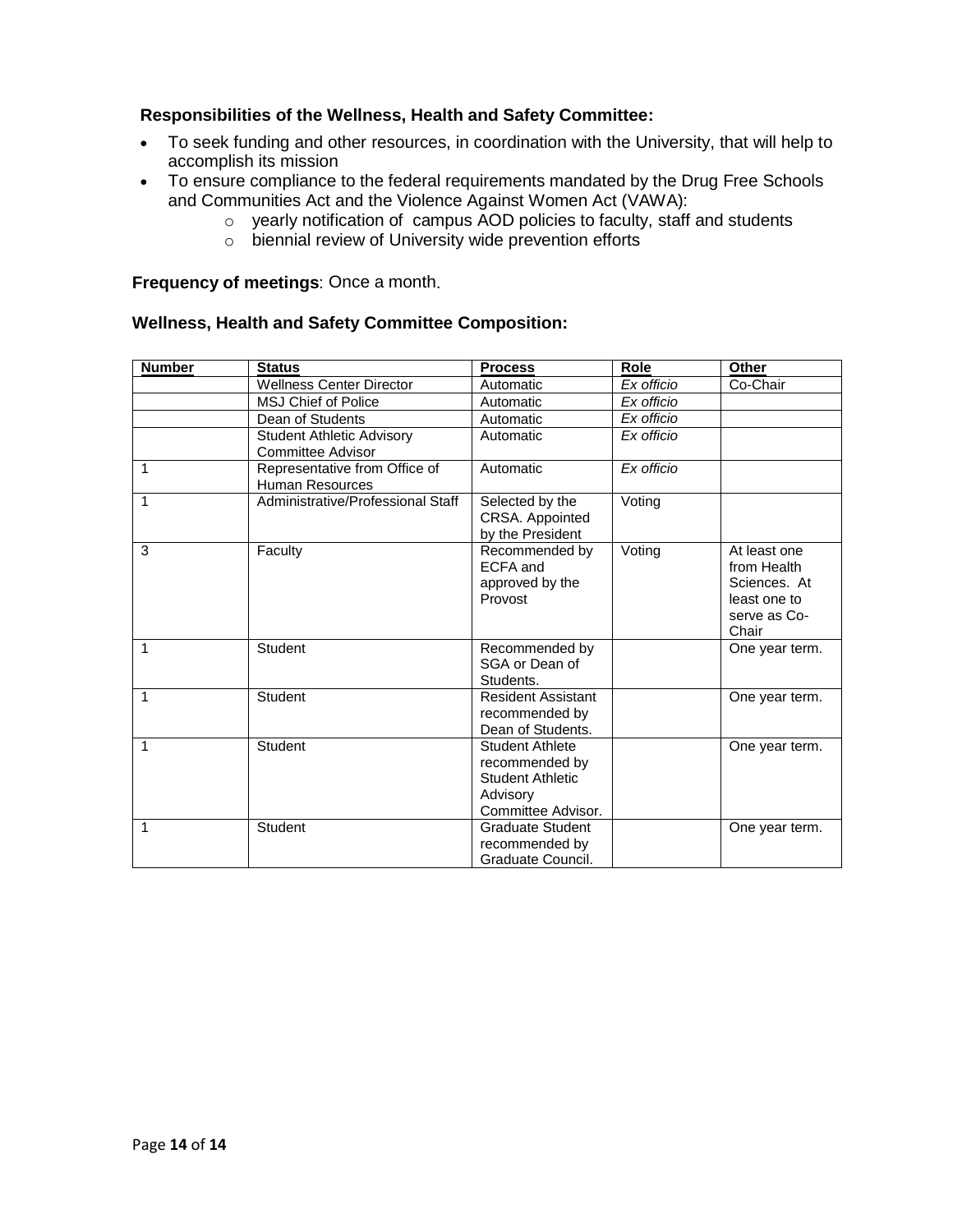**Responsibilities of the Wellness, Health and Safety Committee:**

- To seek funding and other resources, in coordination with the University, that will help to accomplish its mission
- To ensure compliance to the federal requirements mandated by the Drug Free Schools and Communities Act and the Violence Against Women Act (VAWA):
  - yearly notification of campus AOD policies to faculty, staff and students
  - biennial review of University wide prevention efforts

**Frequency of meetings**: Once a month.

**Wellness, Health and Safety Committee Composition:**

| Number | Status | Process | Role | Other |
|---|---|---|---|---|
| | Wellness Center Director | Automatic | *Ex officio* | Co-Chair |
| | MSJ Chief of Police | Automatic | *Ex officio* | |
| | Dean of Students | Automatic | *Ex officio* | |
| | Student Athletic Advisory Committee Advisor | Automatic | *Ex officio* | |
| 1 | Representative from Office of Human Resources | Automatic | *Ex officio* | |
| 1 | Administrative/Professional Staff | Selected by the CRSA. Appointed by the President | Voting | |
| 3 | Faculty | Recommended by ECFA and approved by the Provost | Voting | At least one from Health Sciences. At least one to serve as Co-Chair |
| 1 | Student | Recommended by SGA or Dean of Students. | | One year term. |
| 1 | Student | Resident Assistant recommended by Dean of Students. | | One year term. |
| 1 | Student | Student Athlete recommended by Student Athletic Advisory Committee Advisor. | | One year term. |
| 1 | Student | Graduate Student recommended by Graduate Council. | | One year term. |